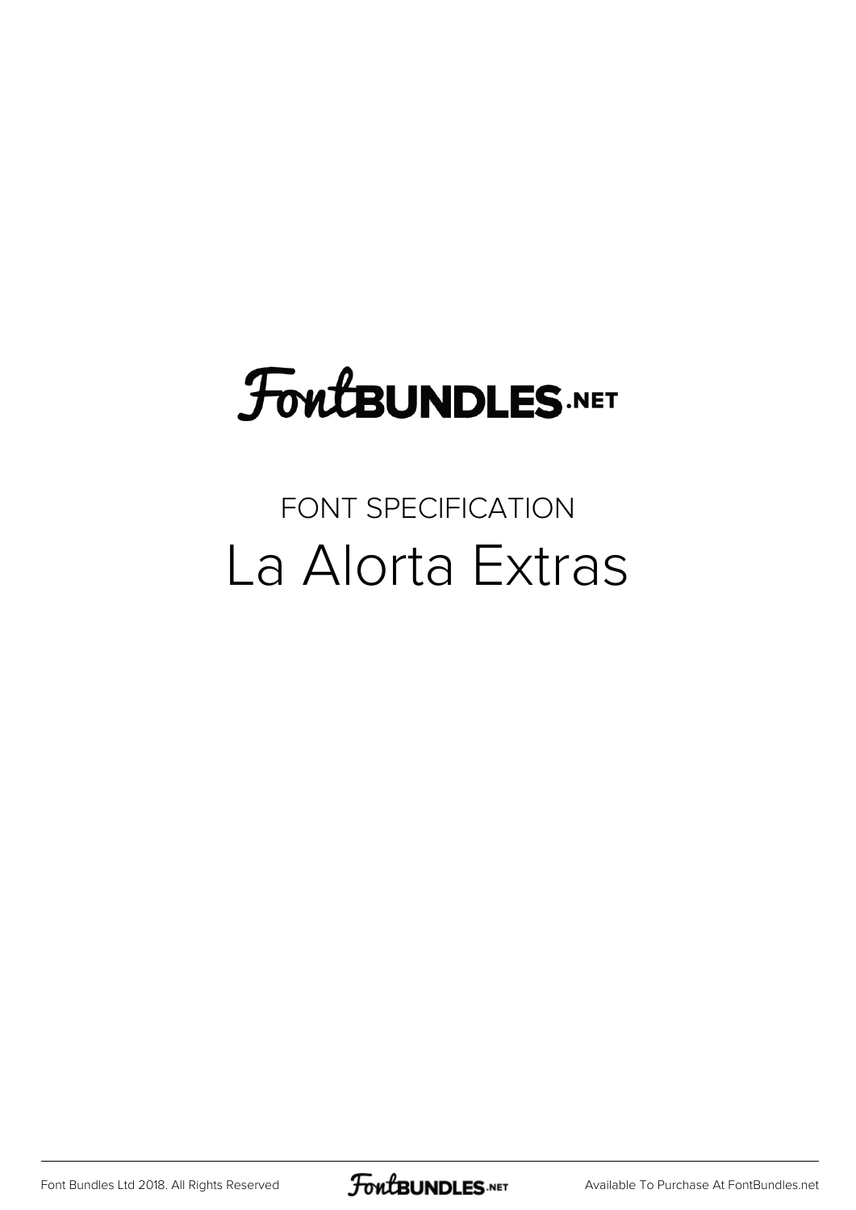FontBUNDLES.NET

FONT SPECIFICATION

# La Alorta Extras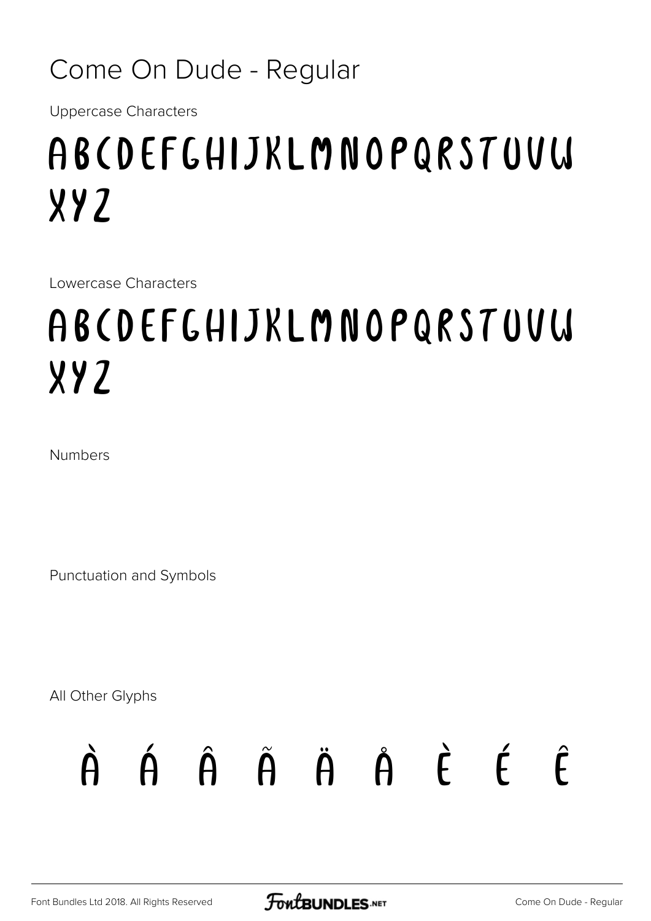# Come On Dude - Regular

Uppercase Characters

ABCDEFGHIJKLMNOPQRSTUVW
XYZ

Lowercase Characters

ABCDEFGHIJKLMNOPQRSTUVW
XYZ

Numbers

Punctuation and Symbols

All Other Glyphs

À Á Â Ã Ä Å È É Ê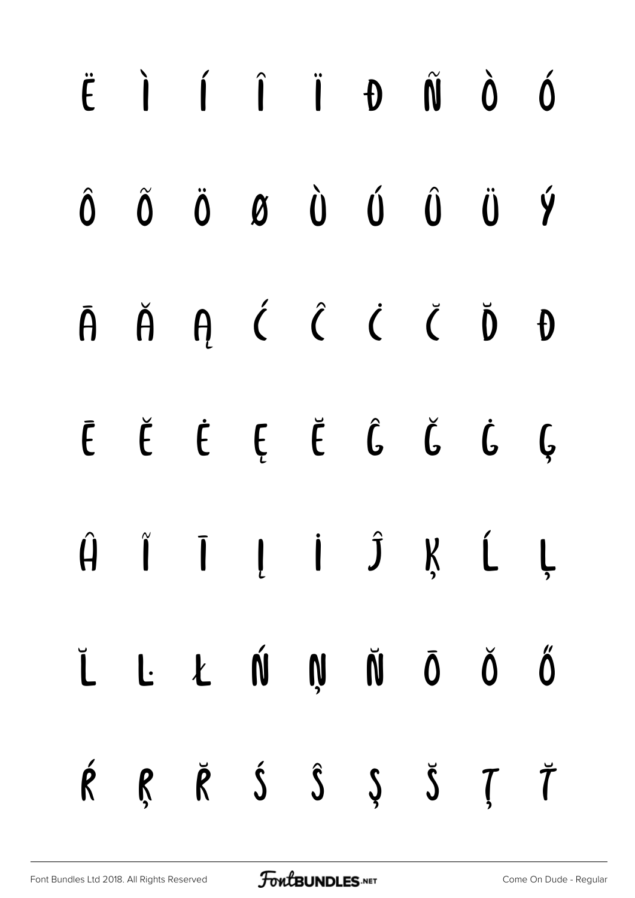Ë Ì Í Î Ï Ð Ñ Ò Ó

Ô Õ Ö Ø Ù Ú Û Ü Ý

Ā Ă Ą Ć Ĉ Ċ Č Ď Đ

Ē Ĕ Ė Ę Ě Ĝ Ğ Ġ Ģ

Ĥ Ĩ Ī Į İ Ĵ Ķ Ĺ Ļ

Ľ Ŀ Ł Ń Ņ Ň Ō Ŏ Ő

Ŕ Ŗ Ř Ś Ŝ Ş Š Ţ Ť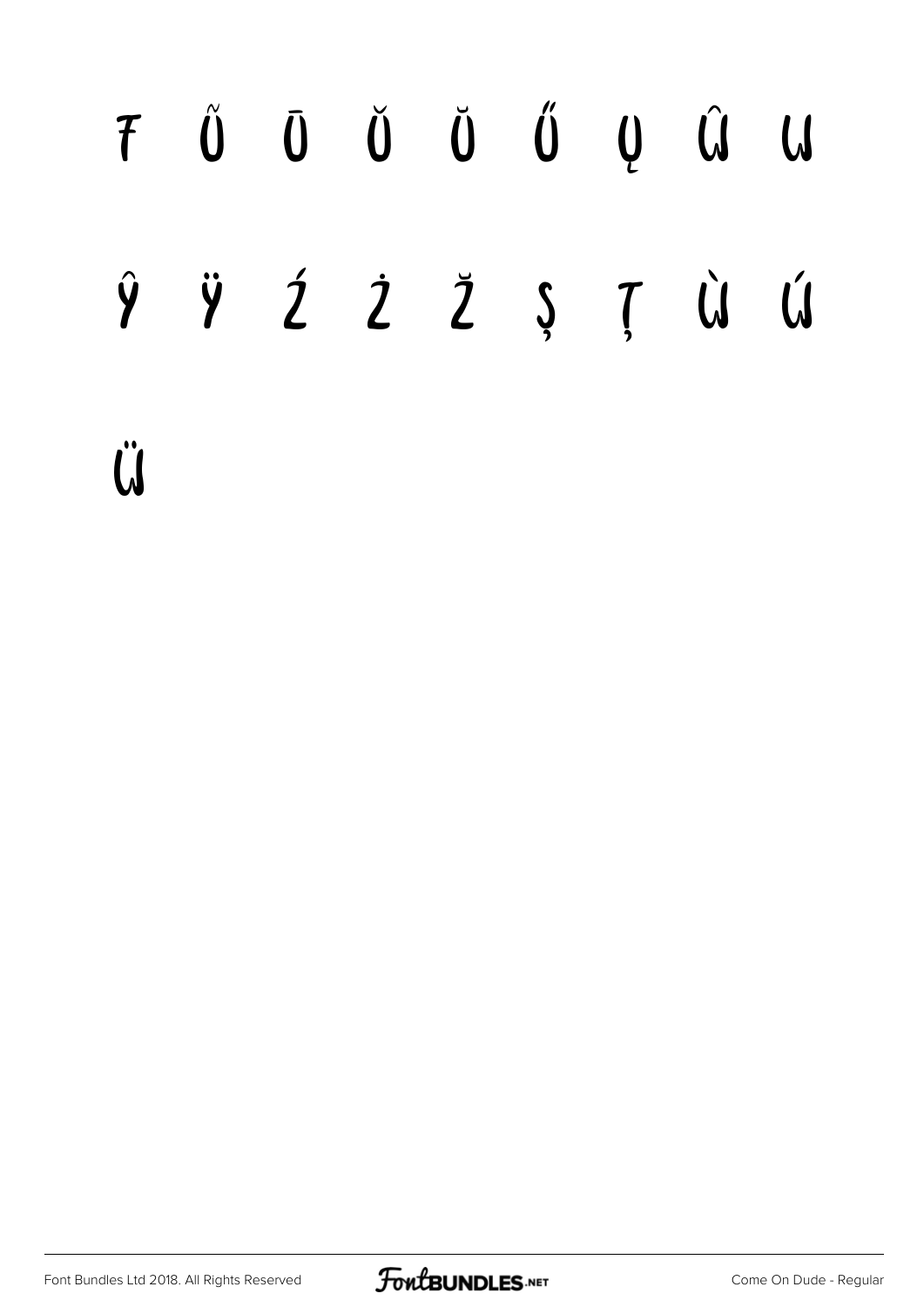Ŧ Ũ Ū Ŭ Ů Ű Ų Ŵ W

Ŷ Ÿ Ź Ż Ž Ș Ț Ẁ Ẃ

Ẅ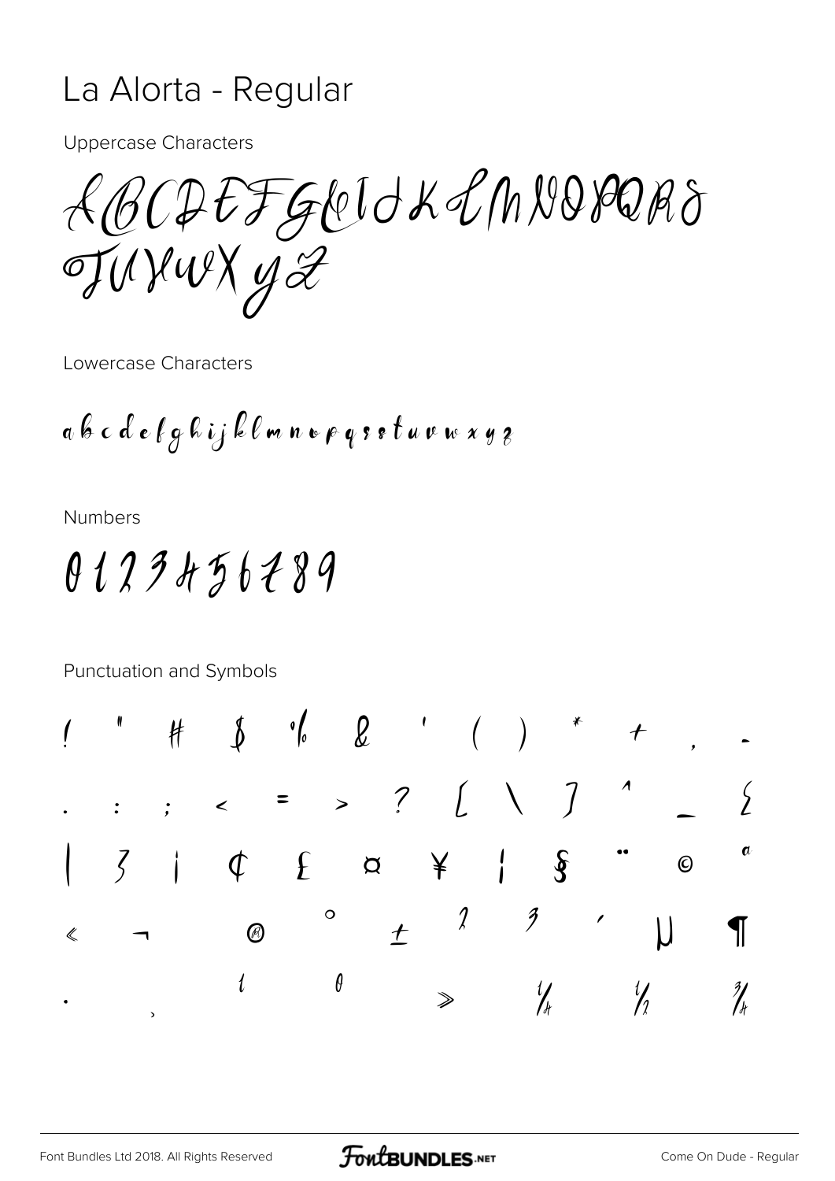# La Alorta - Regular

Uppercase Characters

ABCDEFGHIJKLMNOPQRS TUVWXYZ

Lowercase Characters

a b c d e f g h i j k l m n o p q r s t u v w x y z

Numbers

0 1 2 3 4 5 6 7 8 9

Punctuation and Symbols

! " # $ % & ' ( ) * + , -
. : ; < = > ? [ \ ] ^ _ {
| } ¡ ¢ £ ¤ ¥ ¦ § ¨ © ª
« ¬ ® ° ± ² ³ ´ µ ¶
· ¸ ¹ º » ¼ ½ ¾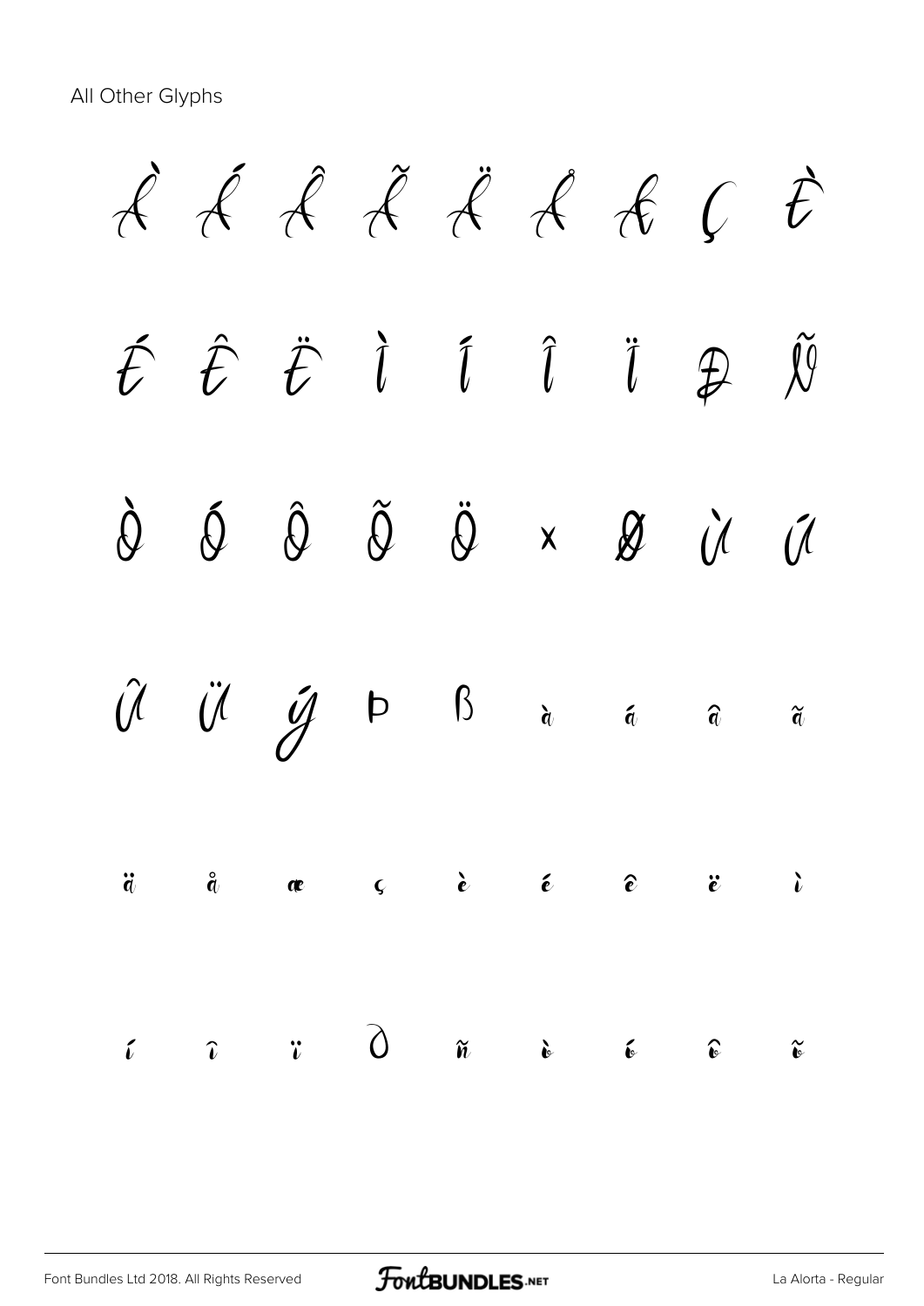All Other Glyphs

À Á Â Ã Ä Å Æ Ç È

É Ê Ë Ì Í Î Ï Ð Ñ

Ò Ó Ô Õ Ö × Ø Ù Ú

Û Ü Ý Þ ß à á â ã

ä å æ ç è é ê ë ì

í î ï ð ñ ò ó ô õ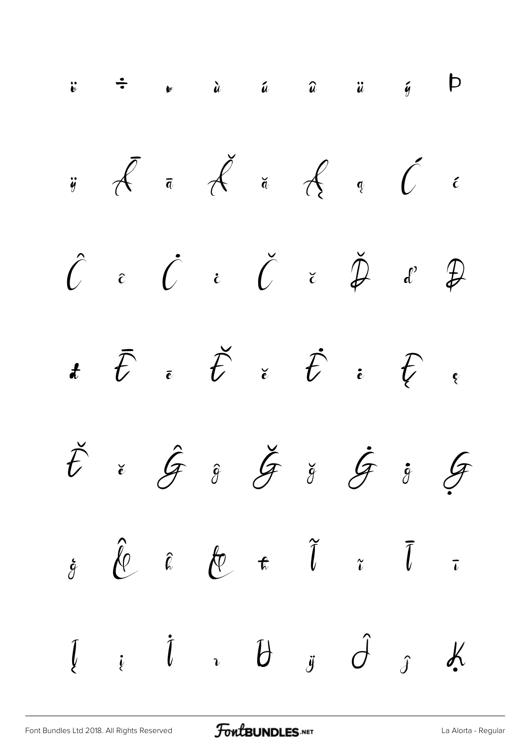ö ÷ ø ù ú û ü ý þ

ÿ Ā ā Ă ă Ą ą Ć ć

Ĉ ĉ Ċ ċ Č č Ď ď Đ

đ Ē ē Ĕ ĕ Ė ė Ę ę

Ě ě Ĝ ĝ Ğ ğ Ġ ġ Ģ

ģ Ĥ ĥ Ħ ħ Ĩ ĩ Ī ī

Į į İ ı Ĳ ĳ Ĵ ĵ Ķ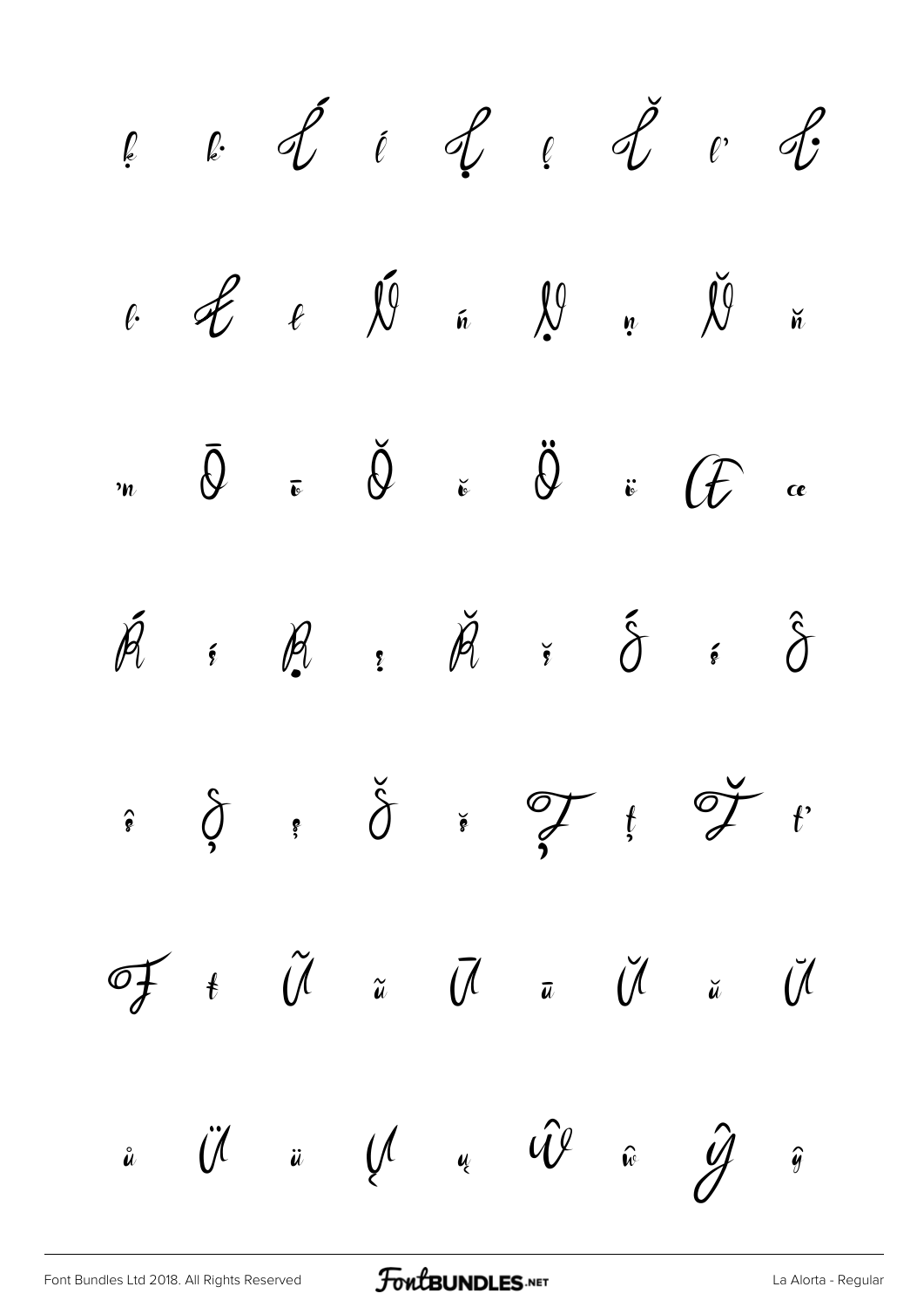ķ ŀ Ĺ ĺ Ļ ļ Ľ ľ Ŀ

ŀ Ł ł Ń ń Ņ ņ Ň ň

ŉ Ō ō Ŏ ŏ Ö ö Œ œ

Ŕ ŕ Ŗ ŗ Ř ř Ś ś Ŝ

ŝ Ş ş Š š Ţ ţ Ť ť

Ŧ ŧ Ũ ũ Ū ū Ŭ ŭ Ů

ů Ü ü Ų ų Ŵ ŵ Ŷ ŷ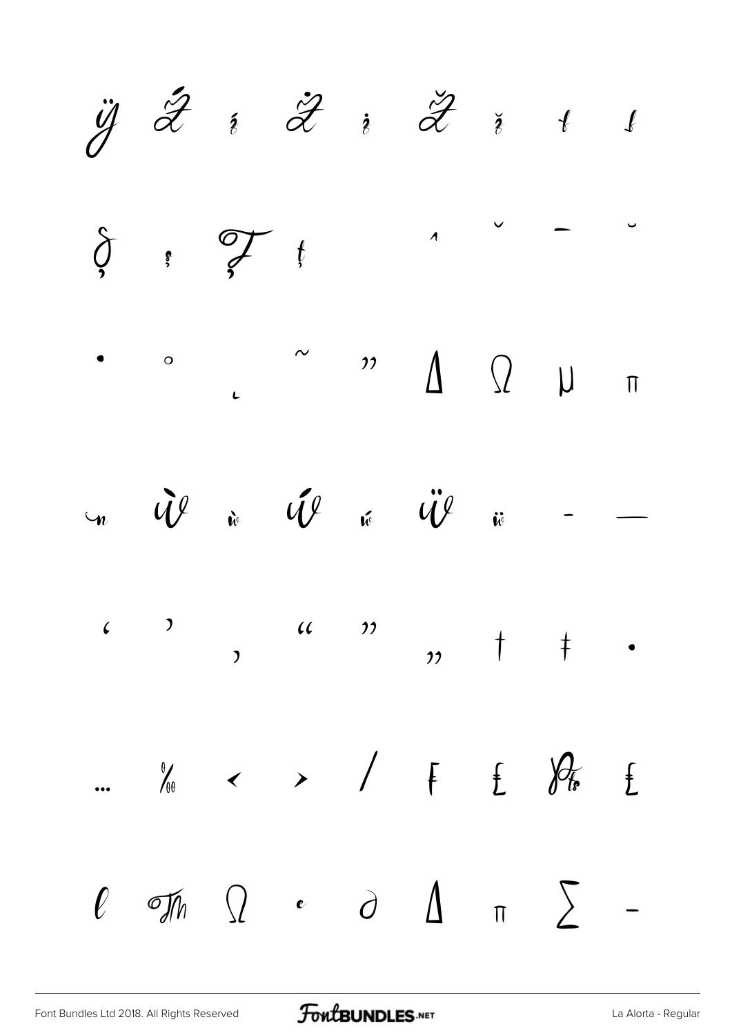ÿ Ź ź Ż ż Ž ž ſ ſ

Ş ş Ţ ţ ˆ ˇ ˉ ˘

˙ ˚ ˛ ˜ ˝ Δ Ω μ π

ʼn Ẁ ẁ Ẃ ẃ Ẅ ẅ – —

‘ ’ ‚ “ ” „ † ‡ •

… ‰ ‹ › ⁄ ₣ ₤ ₧ ₤

ℓ ™ Ω ℮ ∂ ∆ ∏ ∑ −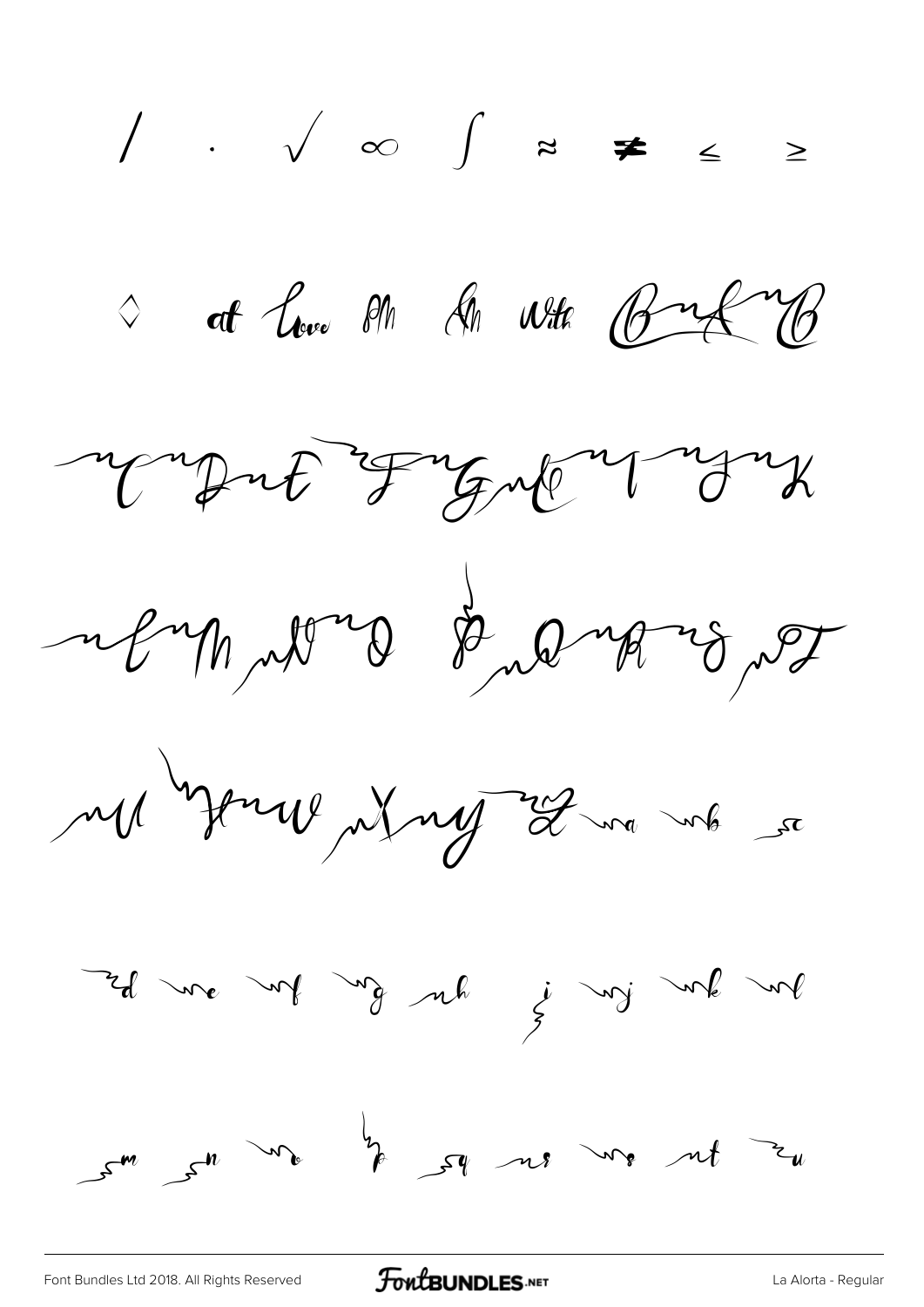/ · √ ∞ ∫ ≈ ≠ ≤ ≥

◊ at Love Am Am With B A B

C D E F G H I J K

L M N O P Q R S T

U V W X Y Z a b c

d e f g h i j k l

m n o p q r s t u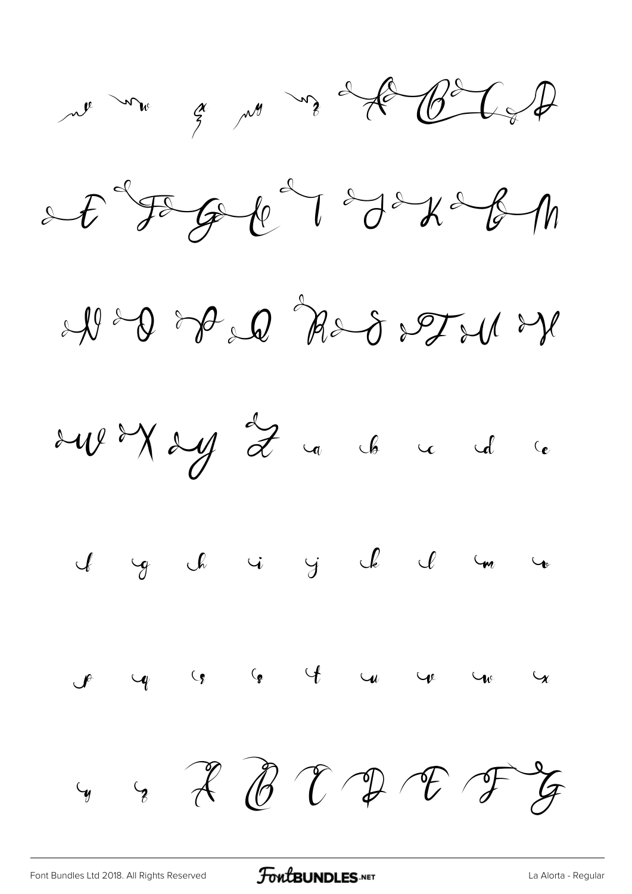ve we z ey ez A B C D

E F G H I J K L M

N O P Q R S T U V

W X Y Z a b c d e

f g h i j k l m n

p q r s t u v w x

y z A B C D E F G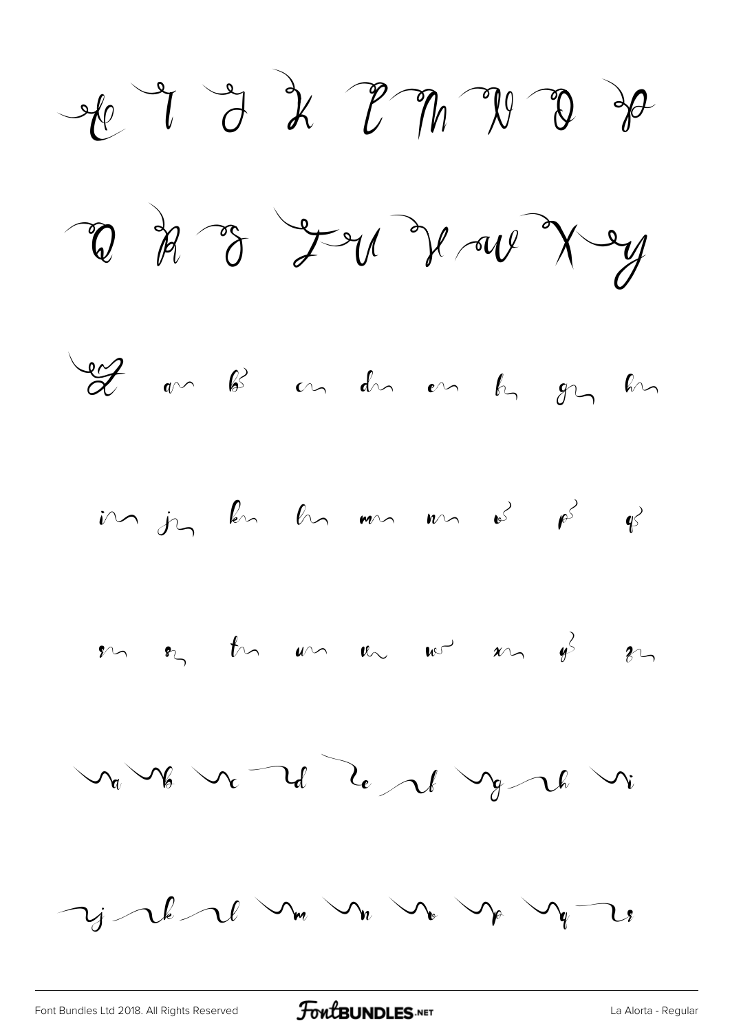H I J K L M N O P

Q R S T U V W X Y

Z a b c d e f g h

i j k l m n o p q

r s t u v w x y z

a b c d e f g h i

j k l m n o p q r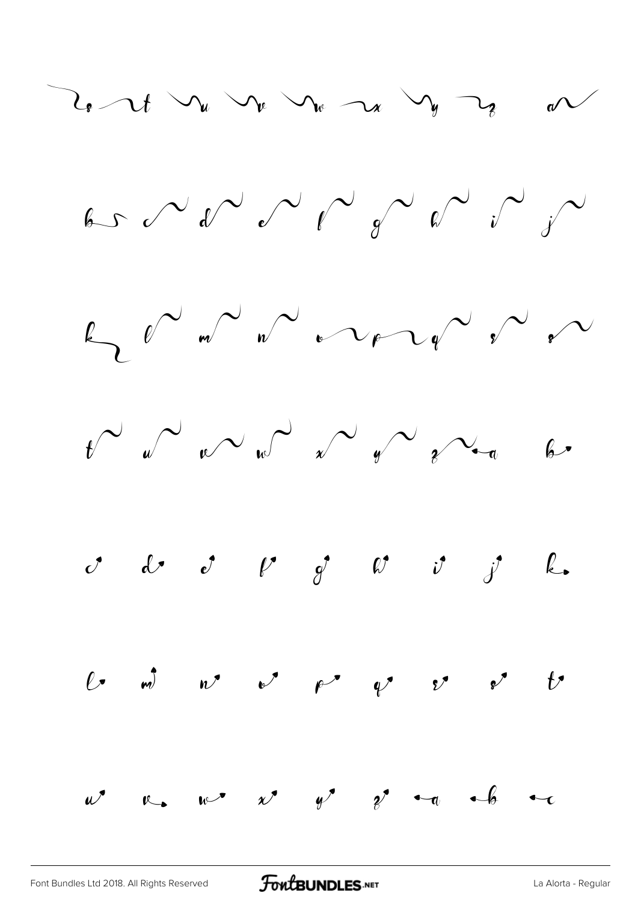s t u v w x y z a

b c d e f g h i j

k l m n o p q r s

t u v w x y z a b

c d e f g h i j k

l m n o p q r s t

u v w x y z a b c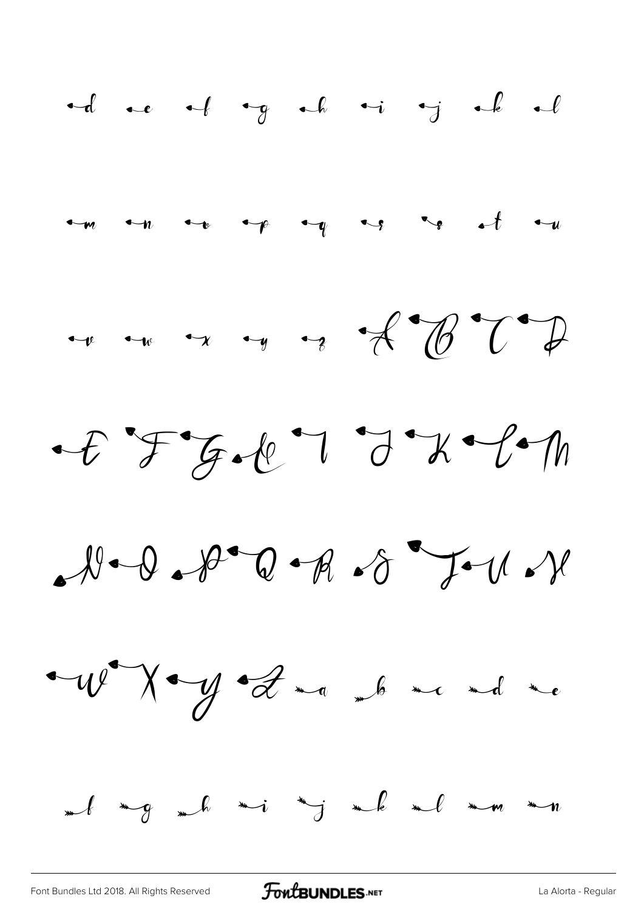d e f g h i j k l

m n o p q r s t u

v w x y z A B C D

E F G H I J K L M

N O P Q R S T U V

W X Y Z a b c d e

f g h i j k l m n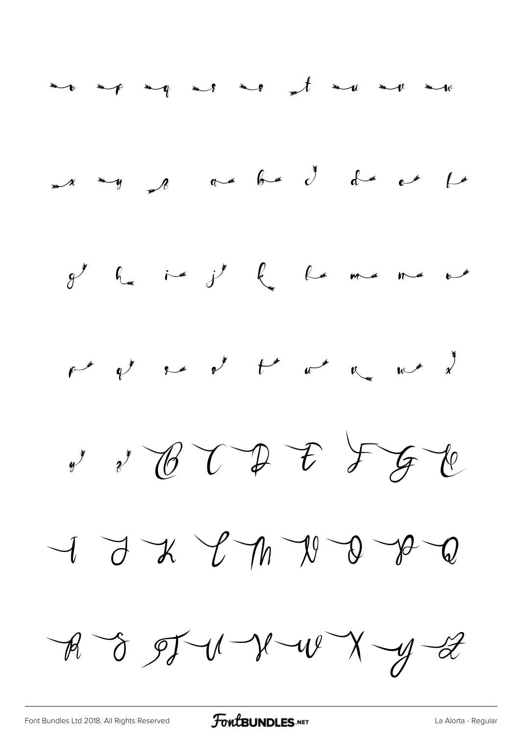o p q r s t u v w

x y z a b c d e f

g h i j k l m n o

p q r s t u v w x

y z B C D E F G H

I J K L M N O P Q

R S T U V W X Y Z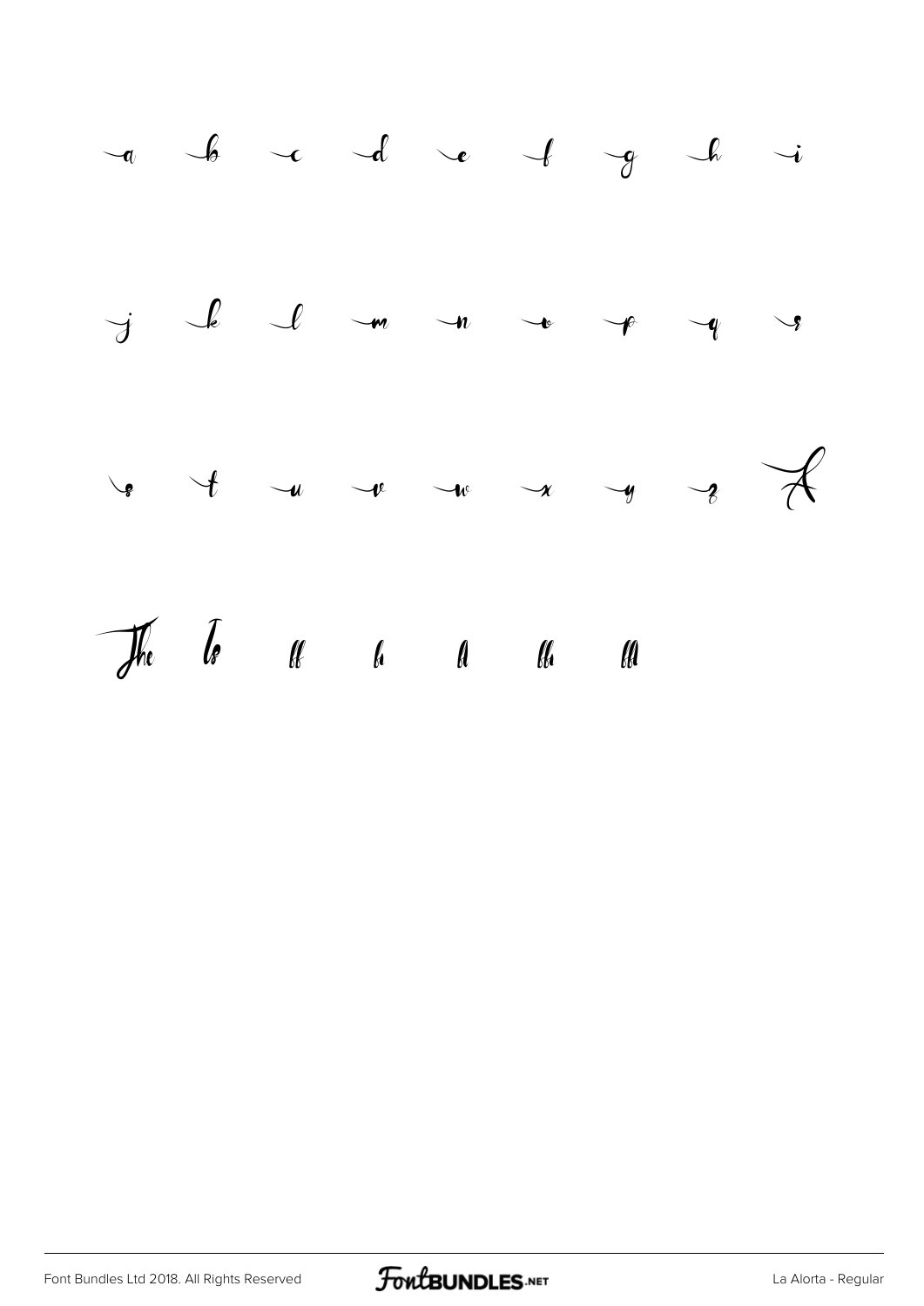a b c d e f g h i

j k l m n o p q r

s t u v w x y z A

The Is ff fi fl ffi ffl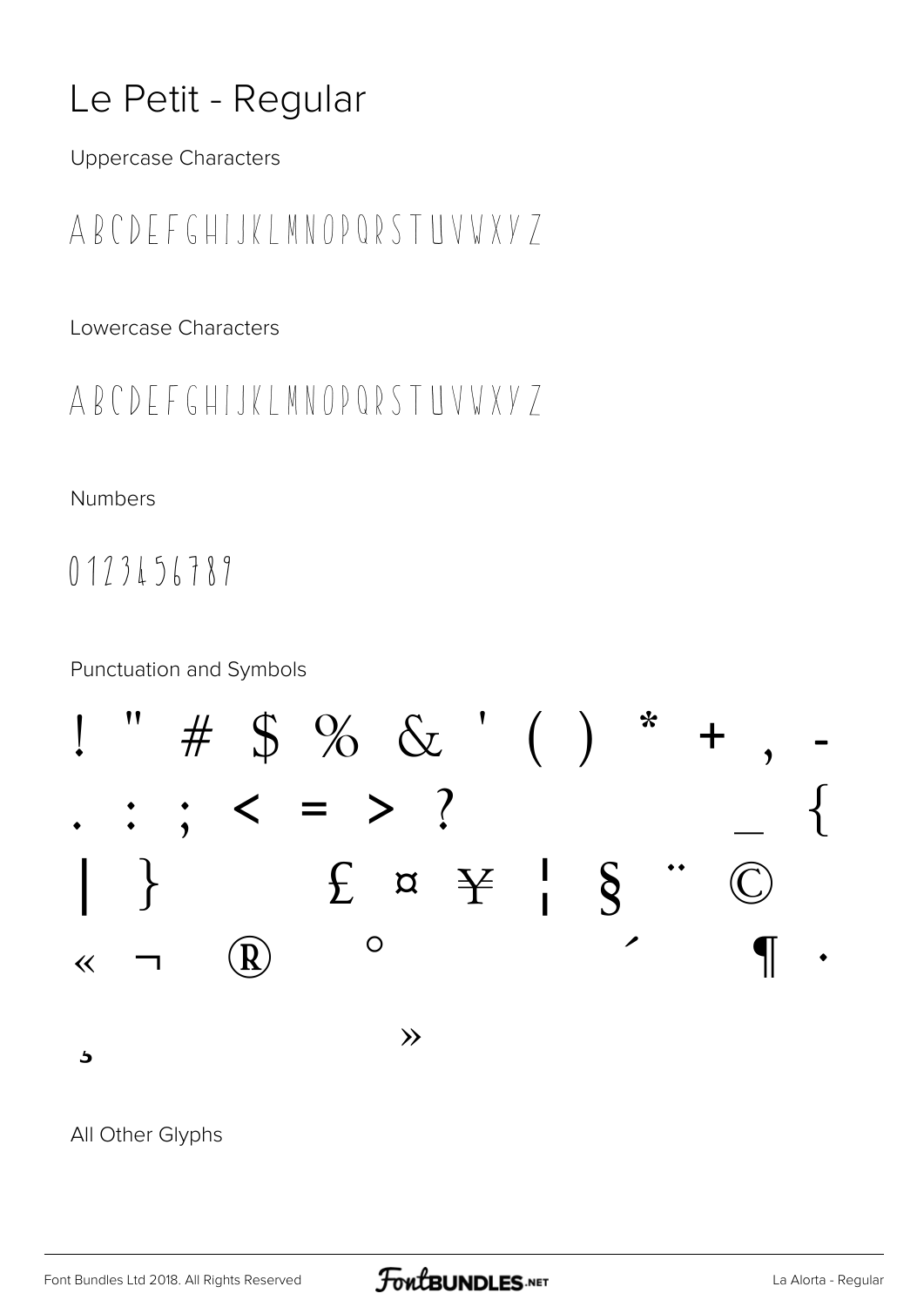# Le Petit - Regular

Uppercase Characters

A B C D E F G H I J K L M N O P Q R S T U V W X Y Z

Lowercase Characters

A B C D E F G H I J K L M N O P Q R S T U V W X Y Z

Numbers

0 1 2 3 4 5 6 7 8 9

Punctuation and Symbols

! " # $ % & ' ( ) * + , -

. : ; < = > ? _ {

| } £ ¤ ¥ ¦ § ¨ ©

« ¬ ® ° ´ ¶ ·

¸ »

All Other Glyphs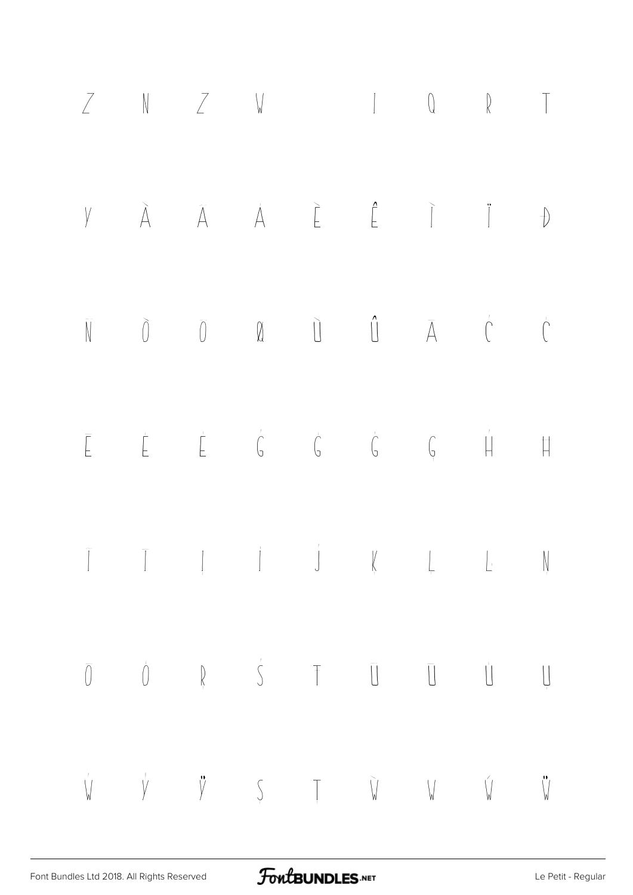Z N Z W I Q R T

Y À Â Á È Ê Ì Ï Đ

Ñ Ò Ó Ø Ù Û Ā Ć Ċ

Ē Ė Ę Ğ Ġ Ģ Ģ Ĥ Ħ

Ī Ī Į İ Ĵ Ķ Ļ Ŀ Ņ

Ō Ő Ŗ Ś Ŧ Ū Ū Ů Ų

Ŵ Ŷ Ÿ Ș Ț Ẁ Ẃ Ẃ Ẅ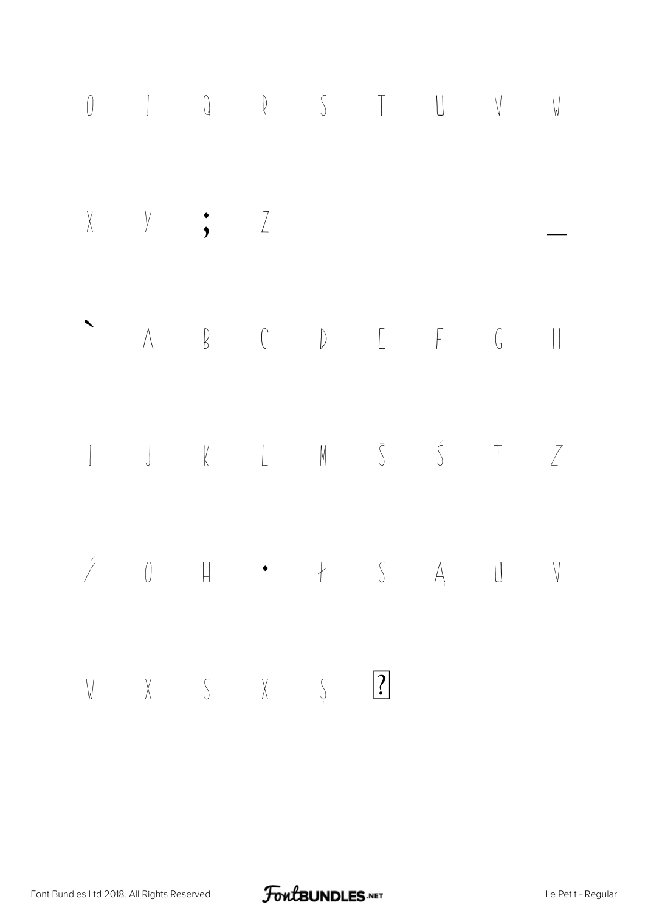O I Q R S T U V W

X Y ; Z —

` A B C D E F G H

I J K L M Š Ś Ť Ž

Ź O H • Ł S Ą U V

W X Ş X Ş ?